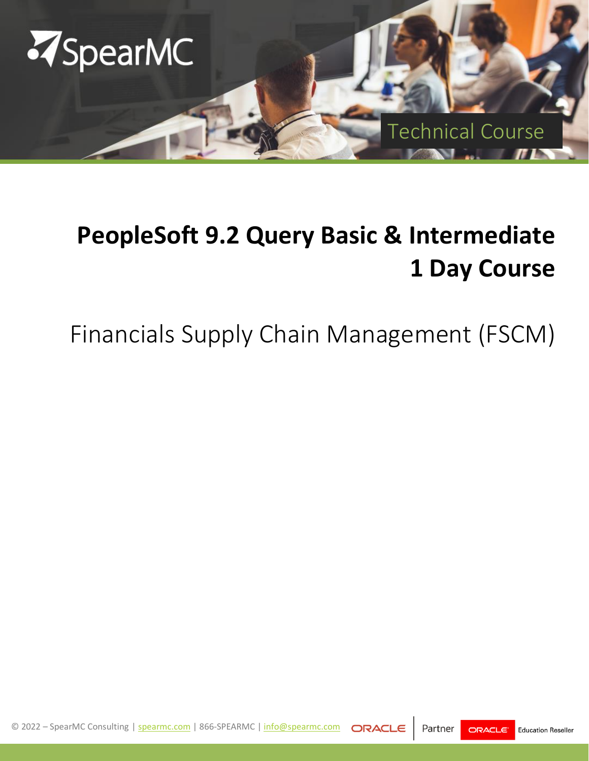SpearMC

Technical Course

# PeopleSoft 9.2 Query Basic & Intermediate 1 Day Course

## Financials Supply Chain Management (FSCM)

© 2022 – SpearMC Consulting | spearmc.com | 866-SPEARMC | info@spearmc.com ORACLE Partner ORACLE Education Reseller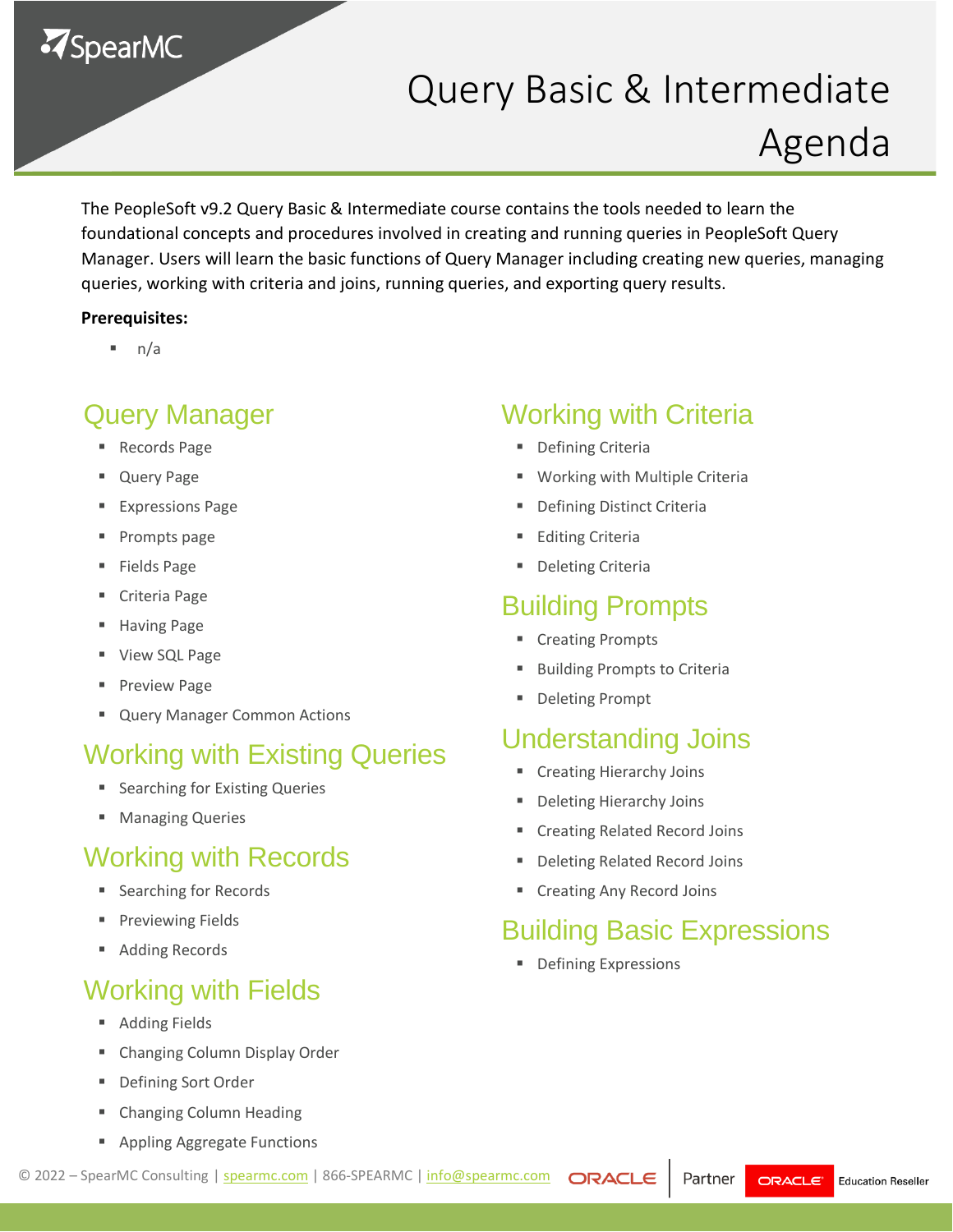# Query Basic & Intermediate Agenda

The PeopleSoft v9.2 Query Basic & Intermediate course contains the tools needed to learn the foundational concepts and procedures involved in creating and running queries in PeopleSoft Query Manager. Users will learn the basic functions of Query Manager including creating new queries, managing queries, working with criteria and joins, running queries, and exporting query results.

**Prerequisites:**

- n/a

## Query Manager

- Records Page
- Query Page
- Expressions Page
- Prompts page
- Fields Page
- Criteria Page
- Having Page
- View SQL Page
- Preview Page
- Query Manager Common Actions

## Working with Existing Queries

- Searching for Existing Queries
- Managing Queries

## Working with Records

- Searching for Records
- Previewing Fields
- Adding Records

## Working with Fields

- Adding Fields
- Changing Column Display Order
- Defining Sort Order
- Changing Column Heading
- Appling Aggregate Functions

## Working with Criteria

- Defining Criteria
- Working with Multiple Criteria
- Defining Distinct Criteria
- Editing Criteria
- Deleting Criteria

## Building Prompts

- Creating Prompts
- Building Prompts to Criteria
- Deleting Prompt

## Understanding Joins

- Creating Hierarchy Joins
- Deleting Hierarchy Joins
- Creating Related Record Joins
- Deleting Related Record Joins
- Creating Any Record Joins

## Building Basic Expressions

- Defining Expressions

© 2022 – SpearMC Consulting | spearmc.com | 866-SPEARMC | info@spearmc.com ORACLE Partner ORACLE Education Reseller